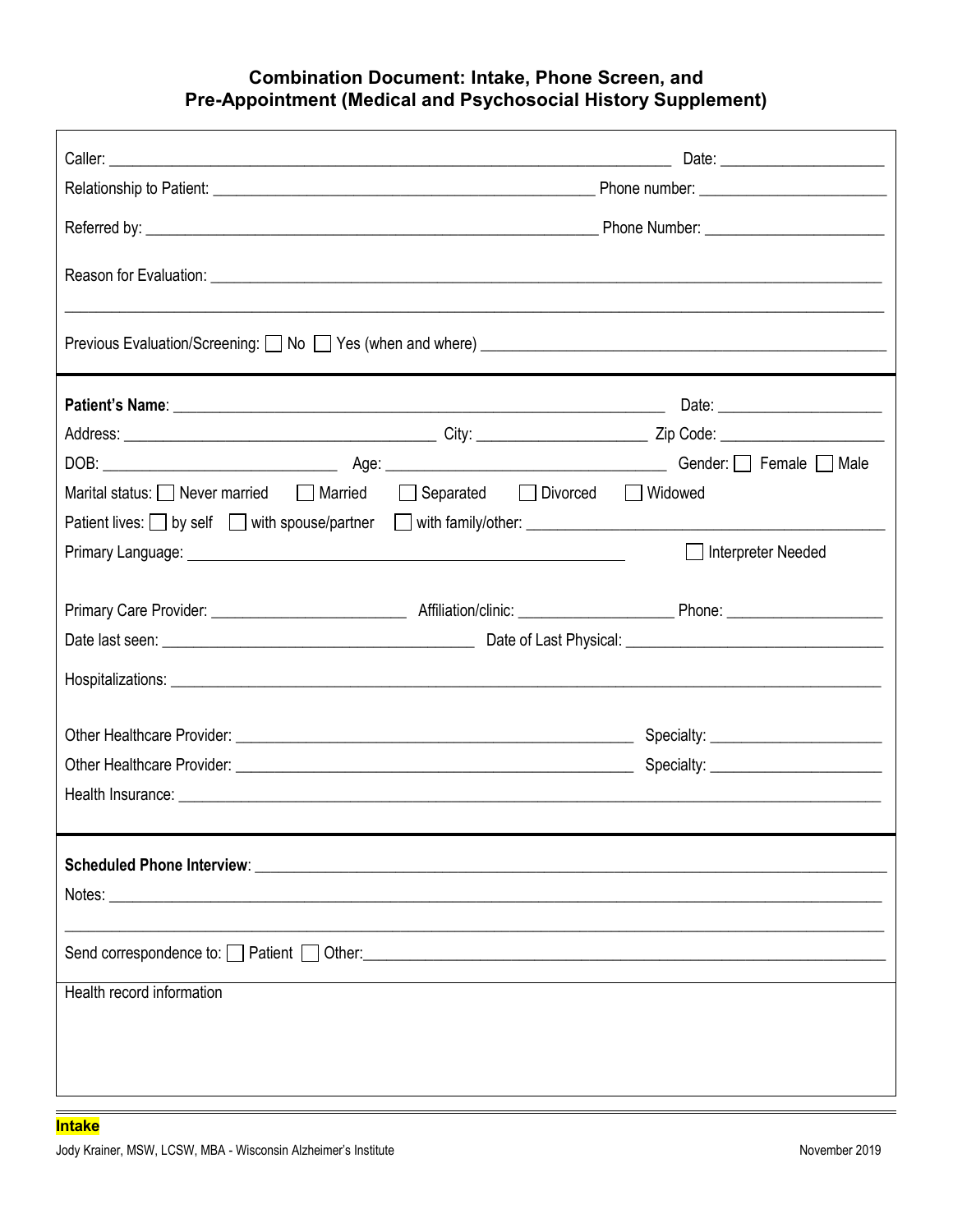# Combination Document: Intake, Phone Screen, and Pre-Appointment (Medical and Psychosocial History Supplement)

Caller: ______________________________________________ Date: ____________________

Relationship to Patient: ______________________________________ Phone number: ____________________

Referred by: ______________________________________________ Phone Number: ____________________

Reason for Evaluation: ______________________________________________________________________

_____________________________________________________________________________________

Previous Evaluation/Screening: ☐ No ☐ Yes (when and where) ____________________________________

---

**Patient's Name**: ______________________________________________ Date: ____________________

Address: ______________________________ City: ____________________ Zip Code: ____________________

DOB: ______________________ Age: ______________________________ Gender: ☐ Female ☐ Male

Marital status: ☐ Never married ☐ Married ☐ Separated ☐ Divorced ☐ Widowed

Patient lives: ☐ by self ☐ with spouse/partner ☐ with family/other: ________________________________

Primary Language: ____________________________________________ ☐ Interpreter Needed

Primary Care Provider: ____________________ Affiliation/clinic: ____________________ Phone: ____________________

Date last seen: ______________________________ Date of Last Physical: ______________________________

Hospitalizations: ____________________________________________________________________________

Other Healthcare Provider: ________________________________________ Specialty: ____________________

Other Healthcare Provider: ________________________________________ Specialty: ____________________

Health Insurance: ____________________________________________________________________________

---

**Scheduled Phone Interview**: ______________________________________________________________

Notes: ____________________________________________________________________________________

_____________________________________________________________________________________

Send correspondence to: ☐ Patient ☐ Other: ______________________________________________________

Health record information

**Intake**

Jody Krainer, MSW, LCSW, MBA - Wisconsin Alzheimer's Institute

November 2019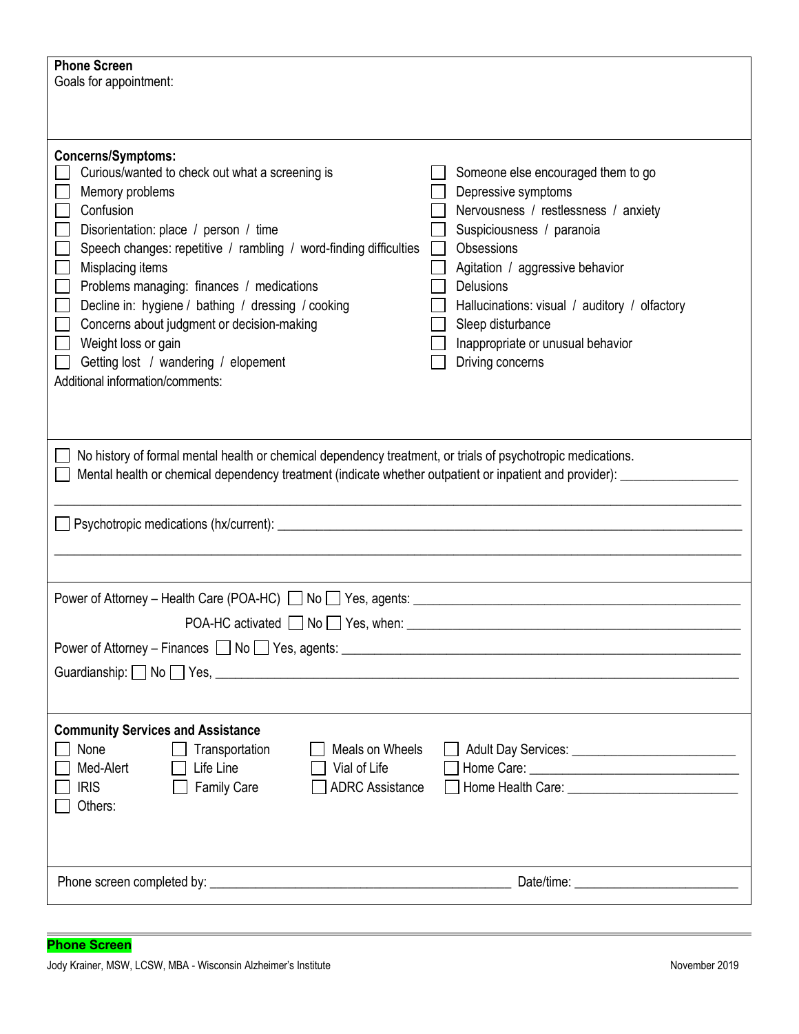**Phone Screen**

Goals for appointment:

**Concerns/Symptoms:**

- ☐ Curious/wanted to check out what a screening is
- ☐ Memory problems
- ☐ Confusion
- ☐ Disorientation: place / person / time
- ☐ Speech changes: repetitive / rambling / word-finding difficulties
- ☐ Misplacing items
- ☐ Problems managing: finances / medications
- ☐ Decline in: hygiene / bathing / dressing / cooking
- ☐ Concerns about judgment or decision-making
- ☐ Weight loss or gain
- ☐ Getting lost / wandering / elopement
- ☐ Someone else encouraged them to go
- ☐ Depressive symptoms
- ☐ Nervousness / restlessness / anxiety
- ☐ Suspiciousness / paranoia
- ☐ Obsessions
- ☐ Agitation / aggressive behavior
- ☐ Delusions
- ☐ Hallucinations: visual / auditory / olfactory
- ☐ Sleep disturbance
- ☐ Inappropriate or unusual behavior
- ☐ Driving concerns

Additional information/comments:

☐ No history of formal mental health or chemical dependency treatment, or trials of psychotropic medications.

☐ Mental health or chemical dependency treatment (indicate whether outpatient or inpatient and provider): _______________

_______________________________________________________________

☐ Psychotropic medications (hx/current): _______________________________________________

_______________________________________________________________

Power of Attorney – Health Care (POA-HC) ☐ No ☐ Yes, agents: _______________________________

POA-HC activated ☐ No ☐ Yes, when: _______________________________

Power of Attorney – Finances ☐ No ☐ Yes, agents: _______________________________

Guardianship: ☐ No ☐ Yes, _______________________________

**Community Services and Assistance**

- ☐ None
- ☐ Med-Alert
- ☐ IRIS
- ☐ Others:
- ☐ Transportation
- ☐ Life Line
- ☐ Family Care
- ☐ Meals on Wheels
- ☐ Vial of Life
- ☐ ADRC Assistance
- ☐ Adult Day Services: _______________________
- ☐ Home Care: _______________________
- ☐ Home Health Care: _______________________

Phone screen completed by: _______________________________ Date/time: _______________________

**Phone Screen**

Jody Krainer, MSW, LCSW, MBA - Wisconsin Alzheimer's Institute November 2019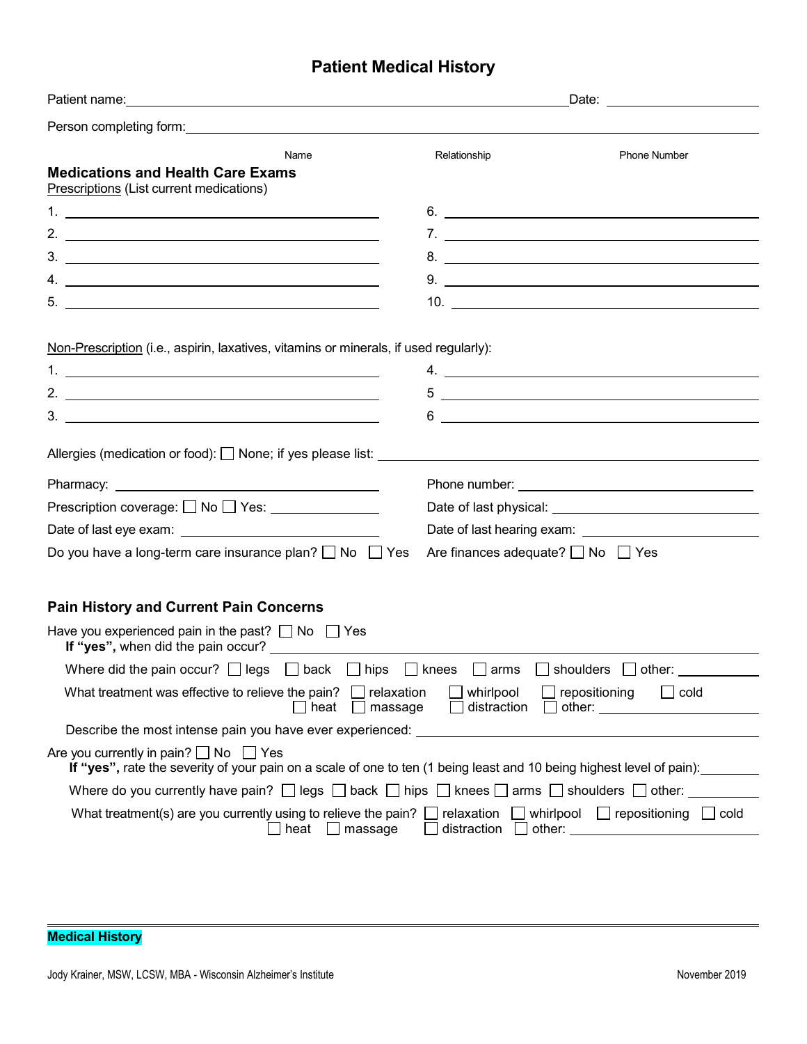# Patient Medical History

Patient name: ______________________________ Date: ______________

Person completing form: ______________________________

Name | Relationship | Phone Number

## Medications and Health Care Exams

Prescriptions (List current medications)

1. ______________________
2. ______________________
3. ______________________
4. ______________________
5. ______________________
6. ______________________
7. ______________________
8. ______________________
9. ______________________
10. ______________________

Non-Prescription (i.e., aspirin, laxatives, vitamins or minerals, if used regularly):

1. ______________________
2. ______________________
3. ______________________
4. ______________________
5 ______________________
6 ______________________

Allergies (medication or food): ☐ None; if yes please list: ______________________

Pharmacy: ______________________ Phone number: ______________________

Prescription coverage: ☐ No ☐ Yes: ______________ Date of last physical: ______________________

Date of last eye exam: ______________________ Date of last hearing exam: ______________________

Do you have a long-term care insurance plan? ☐ No ☐ Yes Are finances adequate? ☐ No ☐ Yes

## Pain History and Current Pain Concerns

Have you experienced pain in the past? ☐ No ☐ Yes

**If "yes",** when did the pain occur? ______________________

Where did the pain occur? ☐ legs ☐ back ☐ hips ☐ knees ☐ arms ☐ shoulders ☐ other: __________

What treatment was effective to relieve the pain? ☐ relaxation ☐ whirlpool ☐ repositioning ☐ cold ☐ heat ☐ massage ☐ distraction ☐ other: __________

Describe the most intense pain you have ever experienced: ______________________

Are you currently in pain? ☐ No ☐ Yes

**If "yes",** rate the severity of your pain on a scale of one to ten (1 being least and 10 being highest level of pain): ________

Where do you currently have pain? ☐ legs ☐ back ☐ hips ☐ knees ☐ arms ☐ shoulders ☐ other: __________

What treatment(s) are you currently using to relieve the pain? ☐ relaxation ☐ whirlpool ☐ repositioning ☐ cold ☐ heat ☐ massage ☐ distraction ☐ other: __________

**Medical History**

Jody Krainer, MSW, LCSW, MBA - Wisconsin Alzheimer's Institute November 2019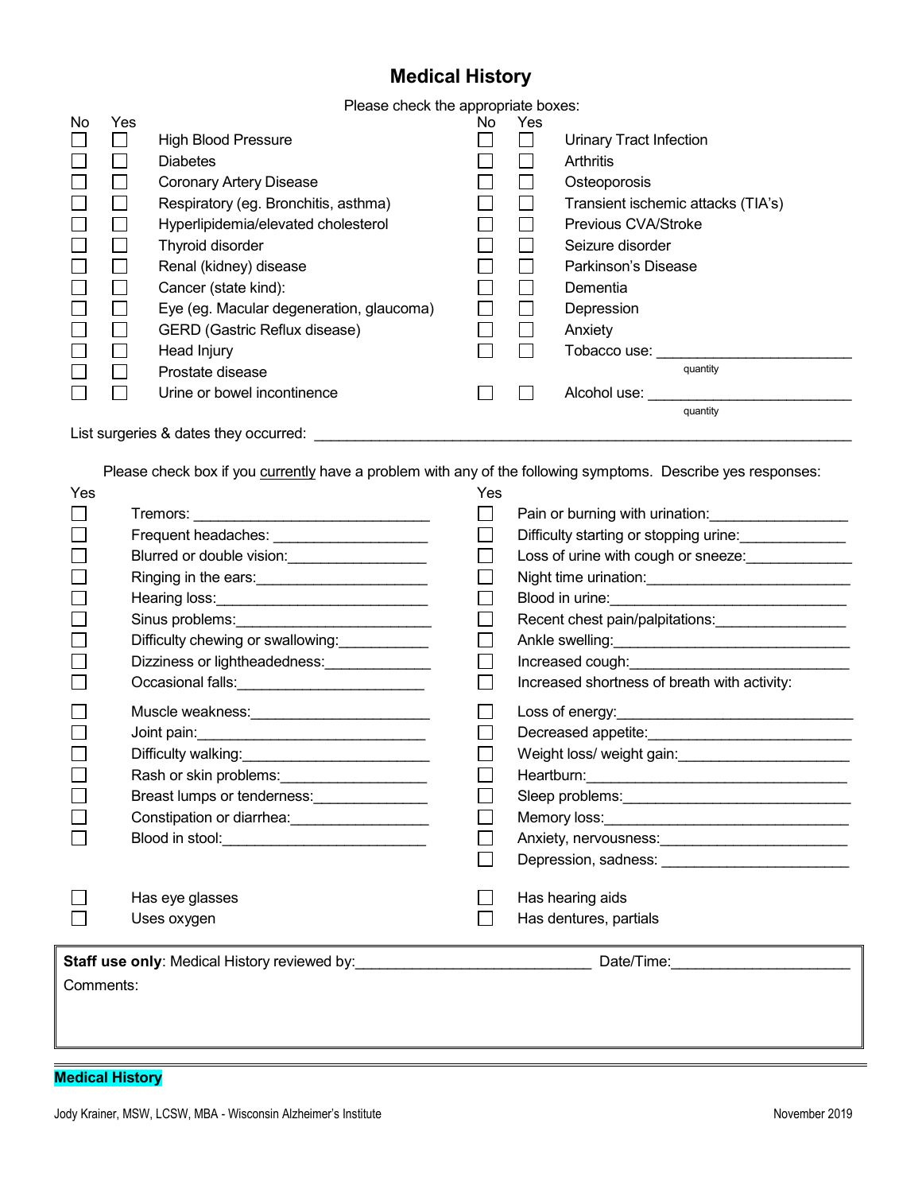# Medical History

Please check the appropriate boxes:

| No | Yes | | No | Yes | |
|---|---|---|---|---|---|
| ☐ | ☐ | High Blood Pressure | ☐ | ☐ | Urinary Tract Infection |
| ☐ | ☐ | Diabetes | ☐ | ☐ | Arthritis |
| ☐ | ☐ | Coronary Artery Disease | ☐ | ☐ | Osteoporosis |
| ☐ | ☐ | Respiratory (eg. Bronchitis, asthma) | ☐ | ☐ | Transient ischemic attacks (TIA's) |
| ☐ | ☐ | Hyperlipidemia/elevated cholesterol | ☐ | ☐ | Previous CVA/Stroke |
| ☐ | ☐ | Thyroid disorder | ☐ | ☐ | Seizure disorder |
| ☐ | ☐ | Renal (kidney) disease | ☐ | ☐ | Parkinson's Disease |
| ☐ | ☐ | Cancer (state kind): | ☐ | ☐ | Dementia |
| ☐ | ☐ | Eye (eg. Macular degeneration, glaucoma) | ☐ | ☐ | Depression |
| ☐ | ☐ | GERD (Gastric Reflux disease) | ☐ | ☐ | Anxiety |
| ☐ | ☐ | Head Injury | ☐ | ☐ | Tobacco use: ________________ (quantity) |
| ☐ | ☐ | Prostate disease | | | |
| ☐ | ☐ | Urine or bowel incontinence | ☐ | ☐ | Alcohol use: ________________ (quantity) |

List surgeries & dates they occurred: ______________________________________________

Please check box if you <u>currently</u> have a problem with any of the following symptoms. Describe yes responses:

| Yes | | Yes | |
|---|---|---|---|
| ☐ | Tremors: ____________________ | ☐ | Pain or burning with urination: ____________ |
| ☐ | Frequent headaches: ____________ | ☐ | Difficulty starting or stopping urine: ________ |
| ☐ | Blurred or double vision: __________ | ☐ | Loss of urine with cough or sneeze: ________ |
| ☐ | Ringing in the ears: ____________ | ☐ | Night time urination: ________________ |
| ☐ | Hearing loss: ________________ | ☐ | Blood in urine: ____________________ |
| ☐ | Sinus problems: ______________ | ☐ | Recent chest pain/palpitations: ___________ |
| ☐ | Difficulty chewing or swallowing: ________ | ☐ | Ankle swelling: ____________________ |
| ☐ | Dizziness or lightheadedness: _________ | ☐ | Increased cough: ___________________ |
| ☐ | Occasional falls: ______________ | ☐ | Increased shortness of breath with activity: |
| ☐ | Muscle weakness: ______________ | ☐ | Loss of energy: ____________________ |
| ☐ | Joint pain: __________________ | ☐ | Decreased appetite: _________________ |
| ☐ | Difficulty walking: ______________ | ☐ | Weight loss/ weight gain: ______________ |
| ☐ | Rash or skin problems: __________ | ☐ | Heartburn: _______________________ |
| ☐ | Breast lumps or tenderness: _________ | ☐ | Sleep problems: ____________________ |
| ☐ | Constipation or diarrhea: __________ | ☐ | Memory loss: ______________________ |
| ☐ | Blood in stool: ________________ | ☐ | Anxiety, nervousness: ________________ |
| | | ☐ | Depression, sadness: ________________ |

| | | | |
|---|---|---|---|
| ☐ | Has eye glasses | ☐ | Has hearing aids |
| ☐ | Uses oxygen | ☐ | Has dentures, partials |

**Staff use only**: Medical History reviewed by: ______________________ Date/Time: ________________

Comments:

**Medical History**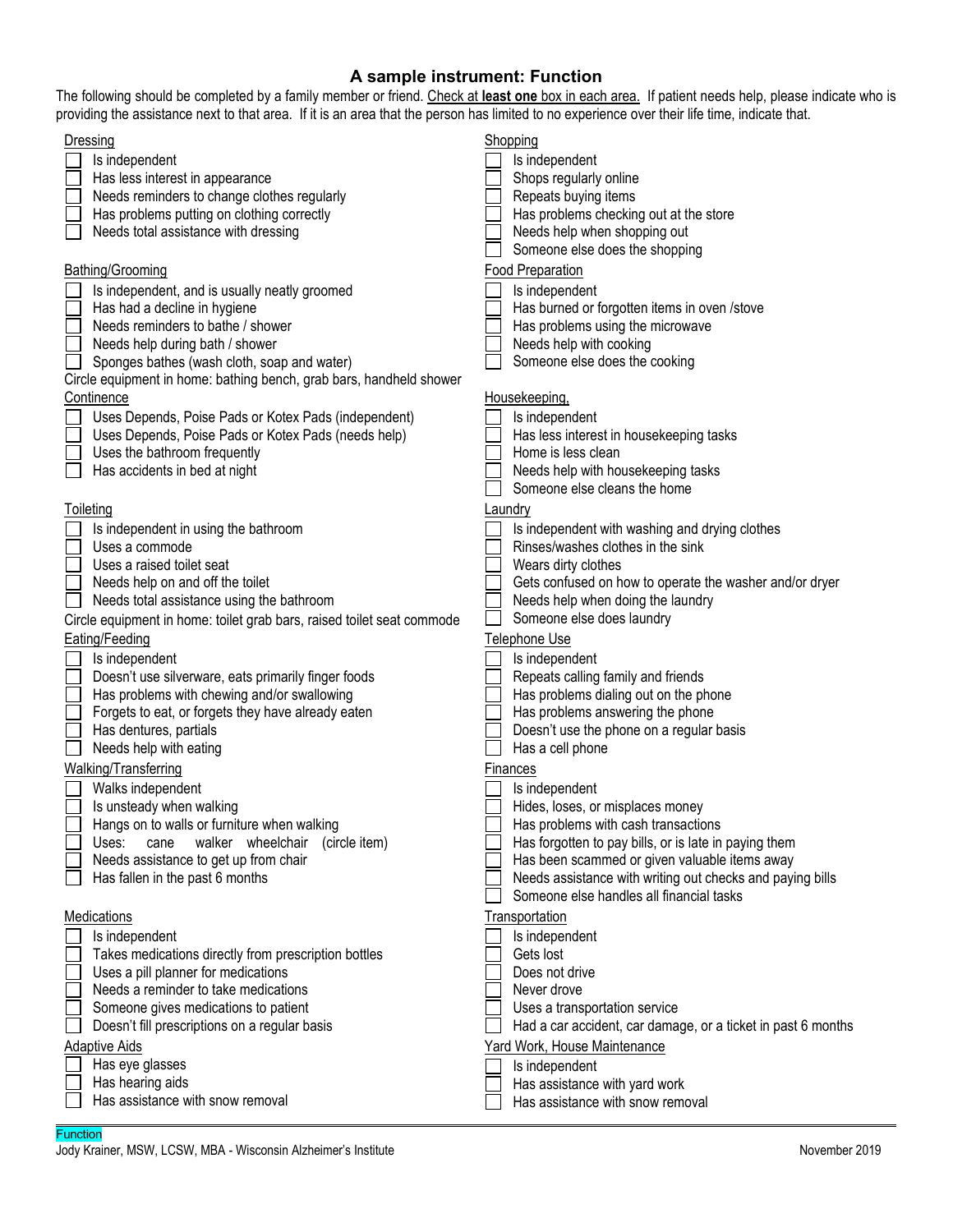# A sample instrument: Function

The following should be completed by a family member or friend. Check at **least one** box in each area. If patient needs help, please indicate who is providing the assistance next to that area. If it is an area that the person has limited to no experience over their life time, indicate that.

**Dressing**

- [ ] Is independent
- [ ] Has less interest in appearance
- [ ] Needs reminders to change clothes regularly
- [ ] Has problems putting on clothing correctly
- [ ] Needs total assistance with dressing

**Bathing/Grooming**

- [ ] Is independent, and is usually neatly groomed
- [ ] Has had a decline in hygiene
- [ ] Needs reminders to bathe / shower
- [ ] Needs help during bath / shower
- [ ] Sponges bathes (wash cloth, soap and water)

Circle equipment in home: bathing bench, grab bars, handheld shower

**Continence**

- [ ] Uses Depends, Poise Pads or Kotex Pads (independent)
- [ ] Uses Depends, Poise Pads or Kotex Pads (needs help)
- [ ] Uses the bathroom frequently
- [ ] Has accidents in bed at night

**Toileting**

- [ ] Is independent in using the bathroom
- [ ] Uses a commode
- [ ] Uses a raised toilet seat
- [ ] Needs help on and off the toilet
- [ ] Needs total assistance using the bathroom

Circle equipment in home: toilet grab bars, raised toilet seat commode

**Eating/Feeding**

- [ ] Is independent
- [ ] Doesn't use silverware, eats primarily finger foods
- [ ] Has problems with chewing and/or swallowing
- [ ] Forgets to eat, or forgets they have already eaten
- [ ] Has dentures, partials
- [ ] Needs help with eating

**Walking/Transferring**

- [ ] Walks independent
- [ ] Is unsteady when walking
- [ ] Hangs on to walls or furniture when walking
- [ ] Uses: cane walker wheelchair (circle item)
- [ ] Needs assistance to get up from chair
- [ ] Has fallen in the past 6 months

**Medications**

- [ ] Is independent
- [ ] Takes medications directly from prescription bottles
- [ ] Uses a pill planner for medications
- [ ] Needs a reminder to take medications
- [ ] Someone gives medications to patient
- [ ] Doesn't fill prescriptions on a regular basis

**Adaptive Aids**

- [ ] Has eye glasses
- [ ] Has hearing aids
- [ ] Has assistance with snow removal

**Shopping**

- [ ] Is independent
- [ ] Shops regularly online
- [ ] Repeats buying items
- [ ] Has problems checking out at the store
- [ ] Needs help when shopping out
- [ ] Someone else does the shopping

**Food Preparation**

- [ ] Is independent
- [ ] Has burned or forgotten items in oven /stove
- [ ] Has problems using the microwave
- [ ] Needs help with cooking
- [ ] Someone else does the cooking

**Housekeeping,**

- [ ] Is independent
- [ ] Has less interest in housekeeping tasks
- [ ] Home is less clean
- [ ] Needs help with housekeeping tasks
- [ ] Someone else cleans the home

**Laundry**

- [ ] Is independent with washing and drying clothes
- [ ] Rinses/washes clothes in the sink
- [ ] Wears dirty clothes
- [ ] Gets confused on how to operate the washer and/or dryer
- [ ] Needs help when doing the laundry
- [ ] Someone else does laundry

**Telephone Use**

- [ ] Is independent
- [ ] Repeats calling family and friends
- [ ] Has problems dialing out on the phone
- [ ] Has problems answering the phone
- [ ] Doesn't use the phone on a regular basis
- [ ] Has a cell phone

**Finances**

- [ ] Is independent
- [ ] Hides, loses, or misplaces money
- [ ] Has problems with cash transactions
- [ ] Has forgotten to pay bills, or is late in paying them
- [ ] Has been scammed or given valuable items away
- [ ] Needs assistance with writing out checks and paying bills
- [ ] Someone else handles all financial tasks

**Transportation**

- [ ] Is independent
- [ ] Gets lost
- [ ] Does not drive
- [ ] Never drove
- [ ] Uses a transportation service
- [ ] Had a car accident, car damage, or a ticket in past 6 months

**Yard Work, House Maintenance**

- [ ] Is independent
- [ ] Has assistance with yard work
- [ ] Has assistance with snow removal

Function

Jody Krainer, MSW, LCSW, MBA - Wisconsin Alzheimer's Institute — November 2019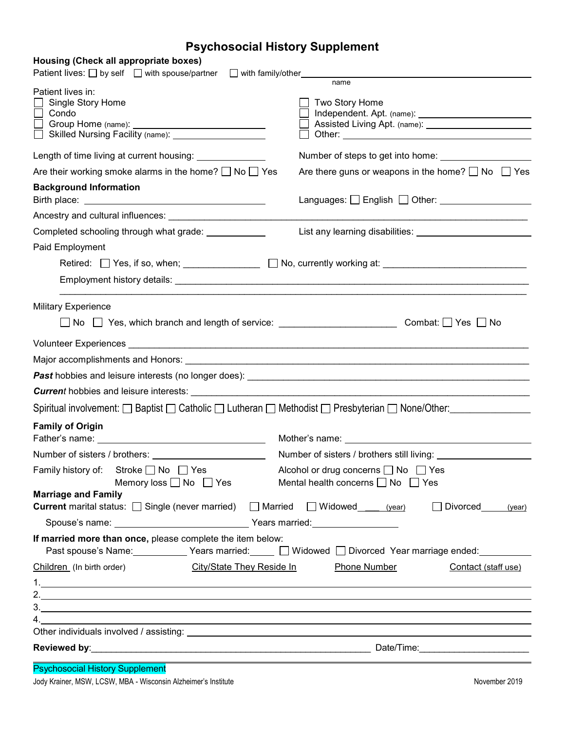# Psychosocial History Supplement

**Housing (Check all appropriate boxes)**

Patient lives: ☐ by self ☐ with spouse/partner ☐ with family/other______________________________ name

Patient lives in:

- ☐ Single Story Home
- ☐ Condo
- ☐ Group Home (name): ____________________
- ☐ Skilled Nursing Facility (name): ____________________
- ☐ Two Story Home
- ☐ Independent. Apt. (name): ____________________
- ☐ Assisted Living Apt. (name): ____________________
- ☐ Other: ____________________

Length of time living at current housing: ____________

Number of steps to get into home: ____________

Are their working smoke alarms in the home? ☐ No ☐ Yes

Are there guns or weapons in the home? ☐ No ☐ Yes

**Background Information**

Birth place: ______________________________

Languages: ☐ English ☐ Other: ____________________

Ancestry and cultural influences: ______________________________________________________________

Completed schooling through what grade: ____________

List any learning disabilities: ____________________

Paid Employment

Retired: ☐ Yes, if so, when; _______________ ☐ No, currently working at: ___________________________

Employment history details: _____________________________________________________________________

_______________________________________________________________________________________________

Military Experience

☐ No ☐ Yes, which branch and length of service: ______________________ Combat: ☐ Yes ☐ No

Volunteer Experiences ___________________________________________________________________________

Major accomplishments and Honors: _______________________________________________________________

***Past*** hobbies and leisure interests (no longer does): ______________________________________________

***Current*** hobbies and leisure interests: _________________________________________________________

Spiritual involvement: ☐ Baptist ☐ Catholic ☐ Lutheran ☐ Methodist ☐ Presbyterian ☐ None/Other:______________

**Family of Origin**

Father's name: ______________________________

Mother's name: ______________________________

Number of sisters / brothers: ____________________

Number of sisters / brothers still living: ____________________

Family history of: Stroke ☐ No ☐ Yes
Memory loss ☐ No ☐ Yes

Alcohol or drug concerns ☐ No ☐ Yes
Mental health concerns ☐ No ☐ Yes

**Marriage and Family**

**Current** marital status: ☐ Single (never married) ☐ Married ☐ Widowed____ (year) ☐ Divorced_____ (year)

Spouse's name: ________________________ Years married:________________

**If married more than once,** please complete the item below:

Past spouse's Name:__________ Years married:_____ ☐ Widowed ☐ Divorced Year marriage ended:__________

| Children (In birth order) | City/State They Reside In | Phone Number | Contact (staff use) |
|---|---|---|---|
| 1. | | | |
| 2. | | | |
| 3. | | | |
| 4. | | | |

Other individuals involved / assisting: ______________________________________________________________

**Reviewed by**:______________________________________________________ Date/Time:_____________________

Psychosocial History Supplement

Jody Krainer, MSW, LCSW, MBA - Wisconsin Alzheimer's Institute

November 2019